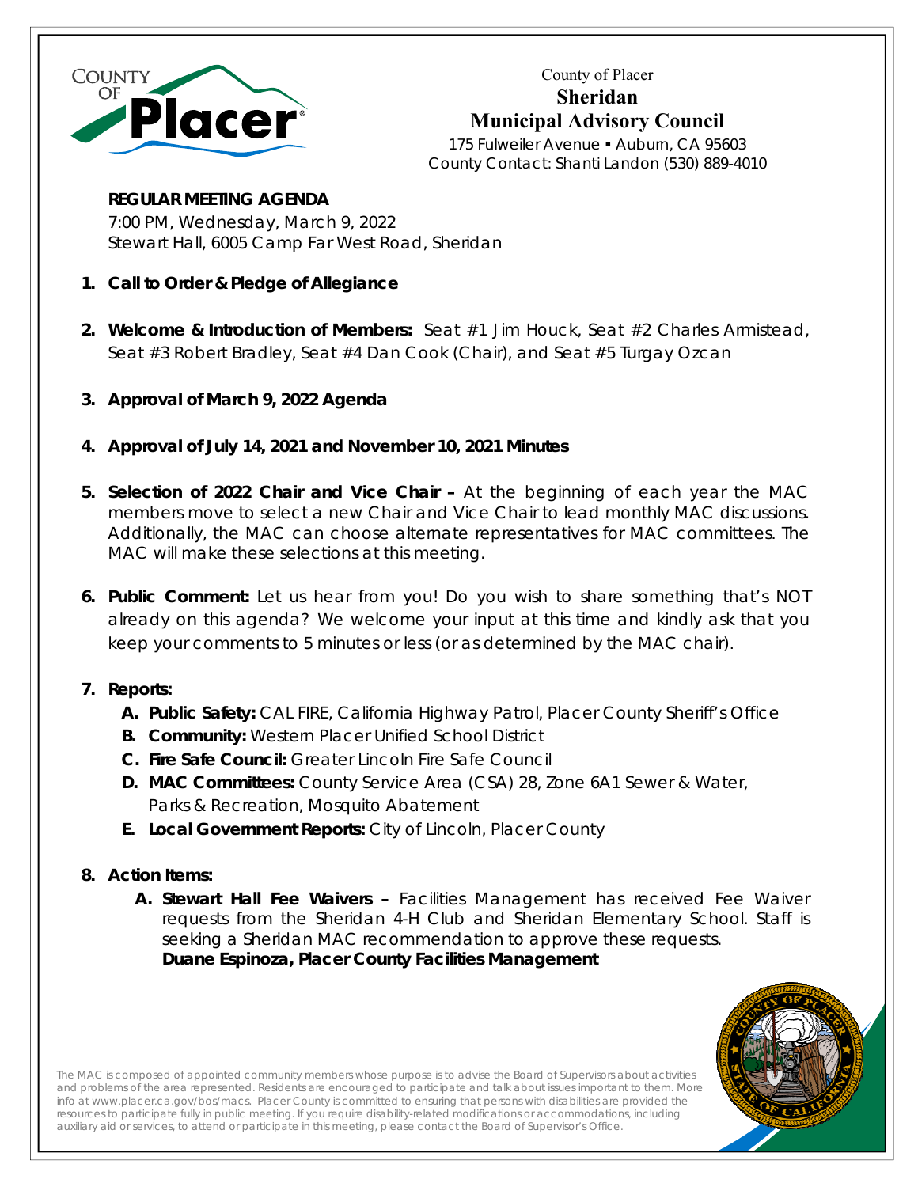County of Placer
# Sheridan Municipal Advisory Council

175 Fulweiler Avenue ▪ Auburn, CA 95603
County Contact: Shanti Landon (530) 889-4010

**REGULAR MEETING AGENDA**
7:00 PM, Wednesday, March 9, 2022
Stewart Hall, 6005 Camp Far West Road, Sheridan

1. **Call to Order & Pledge of Allegiance**

2. **Welcome & Introduction of Members:** Seat #1 Jim Houck, Seat #2 Charles Armistead, Seat #3 Robert Bradley, Seat #4 Dan Cook (Chair), and Seat #5 Turgay Ozcan

3. **Approval of March 9, 2022 Agenda**

4. **Approval of July 14, 2021 and November 10, 2021 Minutes**

5. **Selection of 2022 Chair and Vice Chair –** At the beginning of each year the MAC members move to select a new Chair and Vice Chair to lead monthly MAC discussions. Additionally, the MAC can choose alternate representatives for MAC committees. The MAC will make these selections at this meeting.

6. **Public Comment:** Let us hear from you! Do you wish to share something that's NOT already on this agenda? We welcome your input at this time and kindly ask that you keep your comments to 5 minutes or less (or as determined by the MAC chair).

7. **Reports:**
   - A. **Public Safety:** CAL FIRE, California Highway Patrol, Placer County Sheriff's Office
   - B. **Community:** Western Placer Unified School District
   - C. **Fire Safe Council:** Greater Lincoln Fire Safe Council
   - D. **MAC Committees:** County Service Area (CSA) 28, Zone 6A1 Sewer & Water, Parks & Recreation, Mosquito Abatement
   - E. **Local Government Reports:** City of Lincoln, Placer County

8. **Action Items:**
   - A. **Stewart Hall Fee Waivers –** Facilities Management has received Fee Waiver requests from the Sheridan 4-H Club and Sheridan Elementary School. Staff is seeking a Sheridan MAC recommendation to approve these requests.
     **Duane Espinoza, Placer County Facilities Management**

The MAC is composed of appointed community members whose purpose is to advise the Board of Supervisors about activities and problems of the area represented. Residents are encouraged to participate and talk about issues important to them. More info at www.placer.ca.gov/bos/macs. Placer County is committed to ensuring that persons with disabilities are provided the resources to participate fully in public meeting. If you require disability-related modifications or accommodations, including auxiliary aid or services, to attend or participate in this meeting, please contact the Board of Supervisor's Office.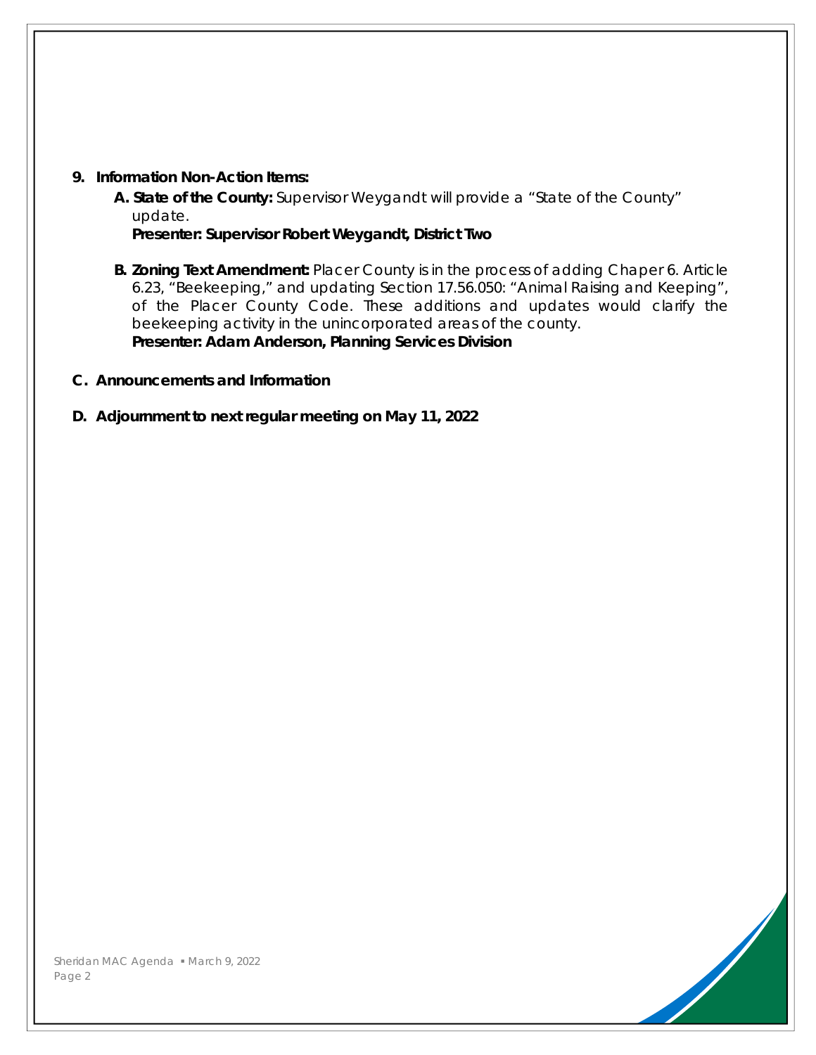9. **Information Non-Action Items:**

   **A. State of the County:** Supervisor Weygandt will provide a "State of the County" update.
   **Presenter: Supervisor Robert Weygandt, District Two**

   **B. Zoning Text Amendment:** Placer County is in the process of adding Chaper 6. Article 6.23, "Beekeeping," and updating Section 17.56.050: "Animal Raising and Keeping", of the Placer County Code. These additions and updates would clarify the beekeeping activity in the unincorporated areas of the county.
   **Presenter: Adam Anderson, Planning Services Division**

**C. Announcements and Information**

**D. Adjournment to next regular meeting on May 11, 2022**